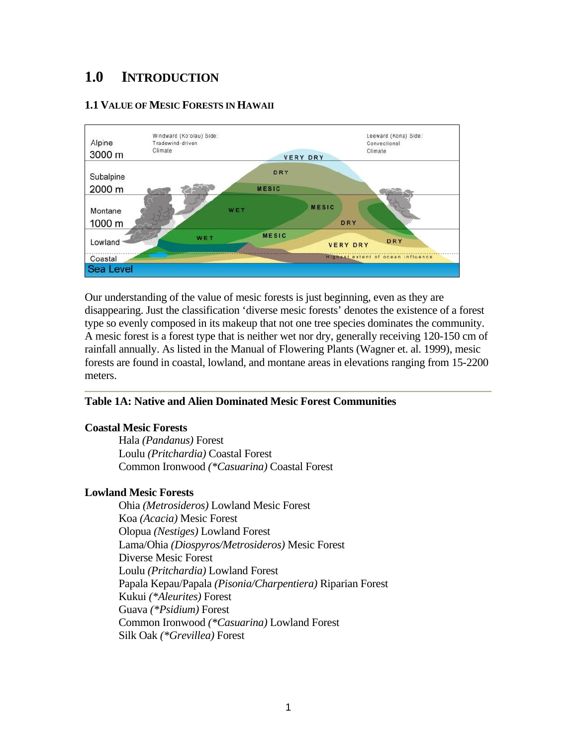# 1.0 INTRODUCTION

## 1.1 VALUE OF MESIC FORESTS IN HAWAII

Alpine
3000 m
Subalpine
2000 m
Montane
1000 m
Lowland
Coastal
Sea Level

Windward (Ko'olau) Side:
Tradewind-driven
Climate

Leeward (Kona) Side:
Convectional
Climate

VERY DRY
DRY
MESIC
WET
MESIC
DRY
WET
MESIC
VERY DRY
DRY
Highest extent of ocean influence

Our understanding of the value of mesic forests is just beginning, even as they are disappearing. Just the classification 'diverse mesic forests' denotes the existence of a forest type so evenly composed in its makeup that not one tree species dominates the community. A mesic forest is a forest type that is neither wet nor dry, generally receiving 120-150 cm of rainfall annually. As listed in the Manual of Flowering Plants (Wagner et. al. 1999), mesic forests are found in coastal, lowland, and montane areas in elevations ranging from 15-2200 meters.

---

**Table 1A: Native and Alien Dominated Mesic Forest Communities**

**Coastal Mesic Forests**

- Hala *(Pandanus)* Forest
- Loulu *(Pritchardia)* Coastal Forest
- Common Ironwood *(*Casuarina)* Coastal Forest

**Lowland Mesic Forests**

- Ohia *(Metrosideros)* Lowland Mesic Forest
- Koa *(Acacia)* Mesic Forest
- Olopua *(Nestiges)* Lowland Forest
- Lama/Ohia *(Diospyros/Metrosideros)* Mesic Forest
- Diverse Mesic Forest
- Loulu *(Pritchardia)* Lowland Forest
- Papala Kepau/Papala *(Pisonia/Charpentiera)* Riparian Forest
- Kukui *(*Aleurites)* Forest
- Guava *(*Psidium)* Forest
- Common Ironwood *(*Casuarina)* Lowland Forest
- Silk Oak *(*Grevillea)* Forest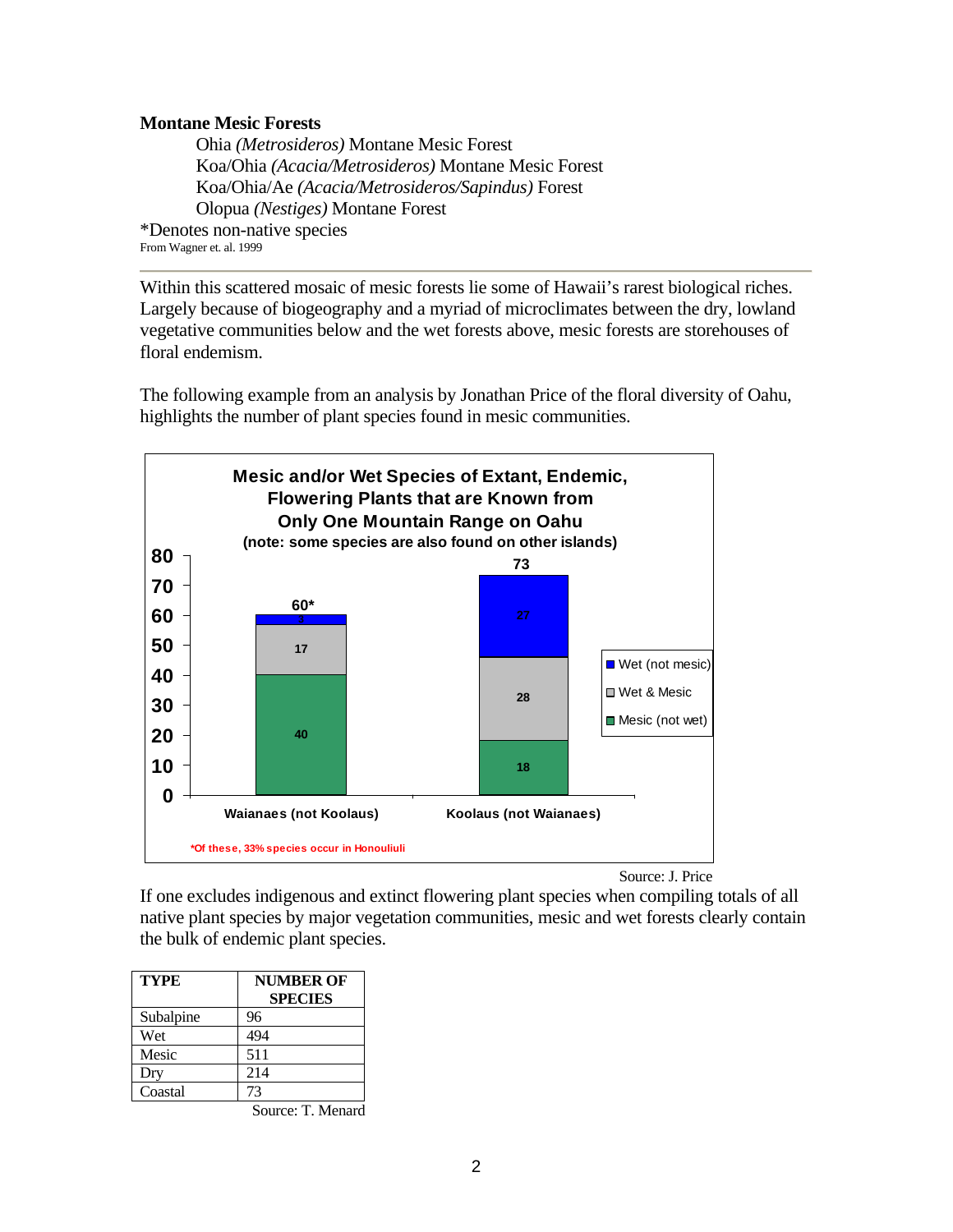**Montane Mesic Forests**

Ohia *(Metrosideros)* Montane Mesic Forest
Koa/Ohia *(Acacia/Metrosideros)* Montane Mesic Forest
Koa/Ohia/Ae *(Acacia/Metrosideros/Sapindus)* Forest
Olopua *(Nestiges)* Montane Forest

*Denotes non-native species
From Wagner et. al. 1999

---

Within this scattered mosaic of mesic forests lie some of Hawaii's rarest biological riches. Largely because of biogeography and a myriad of microclimates between the dry, lowland vegetative communities below and the wet forests above, mesic forests are storehouses of floral endemism.

The following example from an analysis by Jonathan Price of the floral diversity of Oahu, highlights the number of plant species found in mesic communities.

**Mesic and/or Wet Species of Extant, Endemic, Flowering Plants that are Known from Only One Mountain Range on Oahu**
**(note: some species are also found on other islands)**

0
10
20
30
40
50
60
70
80

Waianaes (not Koolaus): 40, 17, 3 — 60*
Koolaus (not Waianaes): 18, 28, 27 — 73

Wet (not mesic)
Wet & Mesic
Mesic (not wet)

*Of these, 33% species occur in Honouliuli

Source: J. Price

If one excludes indigenous and extinct flowering plant species when compiling totals of all native plant species by major vegetation communities, mesic and wet forests clearly contain the bulk of endemic plant species.

| TYPE | NUMBER OF SPECIES |
|---|---|
| Subalpine | 96 |
| Wet | 494 |
| Mesic | 511 |
| Dry | 214 |
| Coastal | 73 |

Source: T. Menard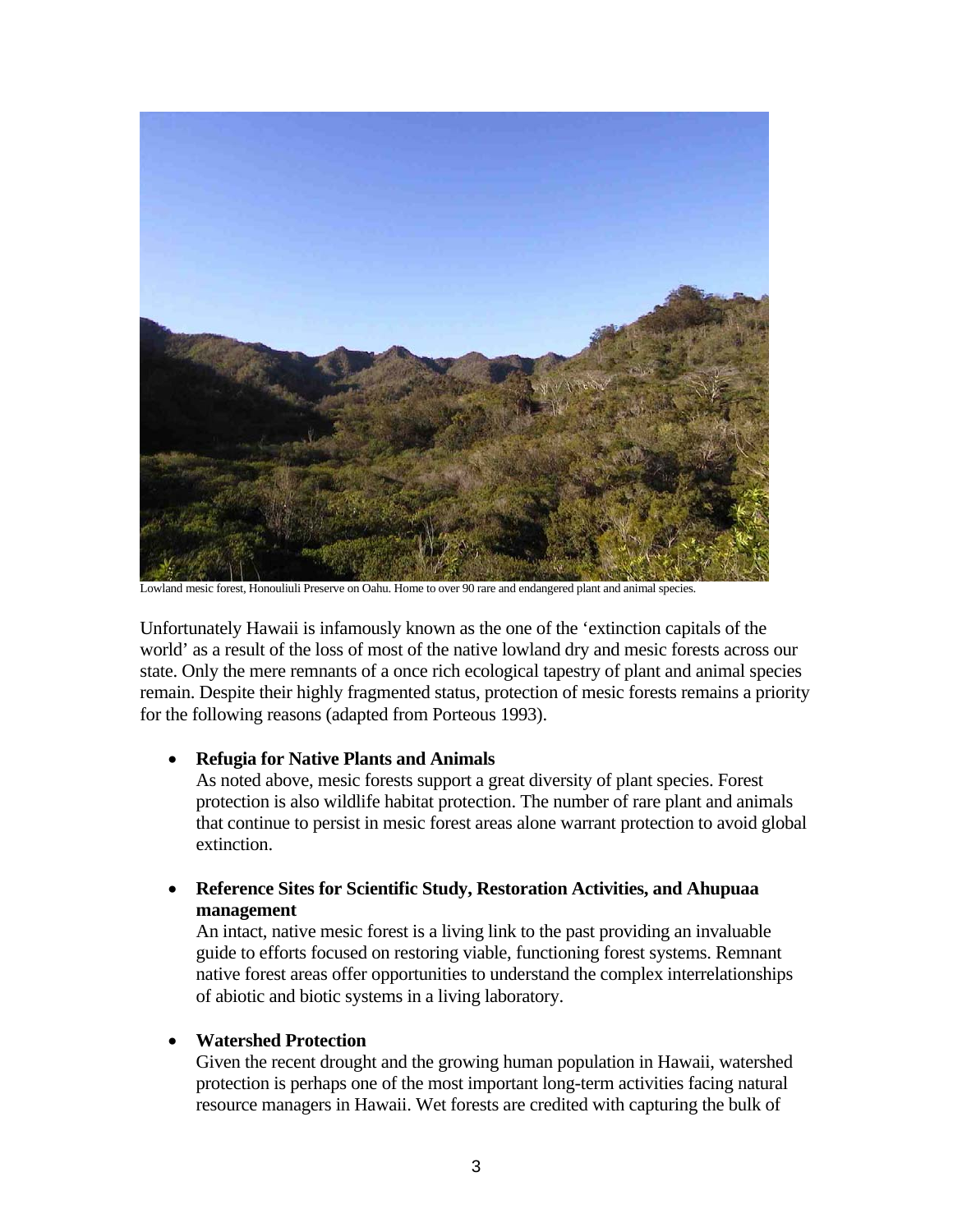Lowland mesic forest, Honouliuli Preserve on Oahu. Home to over 90 rare and endangered plant and animal species.

Unfortunately Hawaii is infamously known as the one of the 'extinction capitals of the world' as a result of the loss of most of the native lowland dry and mesic forests across our state. Only the mere remnants of a once rich ecological tapestry of plant and animal species remain. Despite their highly fragmented status, protection of mesic forests remains a priority for the following reasons (adapted from Porteous 1993).

- **Refugia for Native Plants and Animals**
  As noted above, mesic forests support a great diversity of plant species. Forest protection is also wildlife habitat protection. The number of rare plant and animals that continue to persist in mesic forest areas alone warrant protection to avoid global extinction.

- **Reference Sites for Scientific Study, Restoration Activities, and Ahupuaa management**
  An intact, native mesic forest is a living link to the past providing an invaluable guide to efforts focused on restoring viable, functioning forest systems. Remnant native forest areas offer opportunities to understand the complex interrelationships of abiotic and biotic systems in a living laboratory.

- **Watershed Protection**
  Given the recent drought and the growing human population in Hawaii, watershed protection is perhaps one of the most important long-term activities facing natural resource managers in Hawaii. Wet forests are credited with capturing the bulk of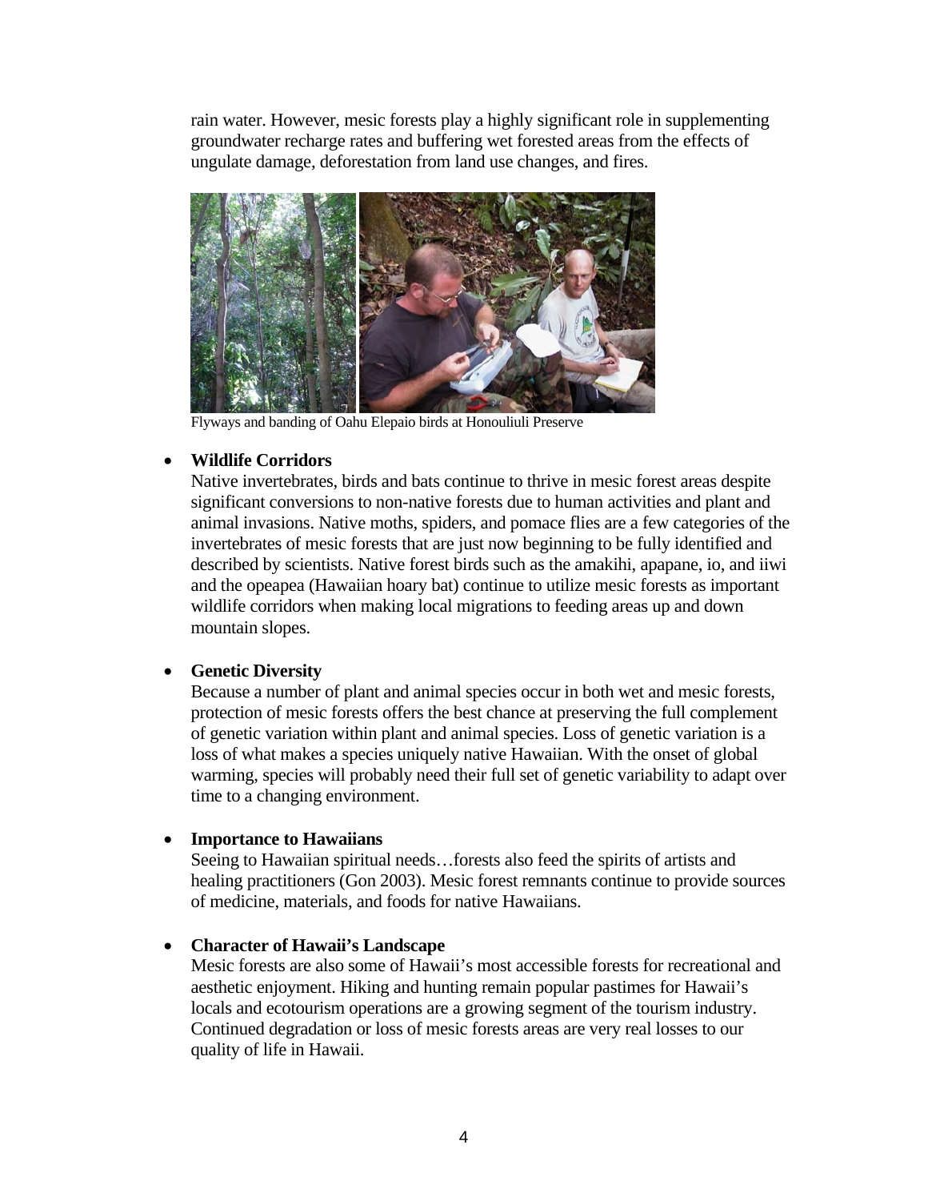rain water. However, mesic forests play a highly significant role in supplementing groundwater recharge rates and buffering wet forested areas from the effects of ungulate damage, deforestation from land use changes, and fires.

Flyways and banding of Oahu Elepaio birds at Honouliuli Preserve

- **Wildlife Corridors**
  Native invertebrates, birds and bats continue to thrive in mesic forest areas despite significant conversions to non-native forests due to human activities and plant and animal invasions. Native moths, spiders, and pomace flies are a few categories of the invertebrates of mesic forests that are just now beginning to be fully identified and described by scientists. Native forest birds such as the amakihi, apapane, io, and iiwi and the opeapea (Hawaiian hoary bat) continue to utilize mesic forests as important wildlife corridors when making local migrations to feeding areas up and down mountain slopes.

- **Genetic Diversity**
  Because a number of plant and animal species occur in both wet and mesic forests, protection of mesic forests offers the best chance at preserving the full complement of genetic variation within plant and animal species. Loss of genetic variation is a loss of what makes a species uniquely native Hawaiian. With the onset of global warming, species will probably need their full set of genetic variability to adapt over time to a changing environment.

- **Importance to Hawaiians**
  Seeing to Hawaiian spiritual needs…forests also feed the spirits of artists and healing practitioners (Gon 2003). Mesic forest remnants continue to provide sources of medicine, materials, and foods for native Hawaiians.

- **Character of Hawaii's Landscape**
  Mesic forests are also some of Hawaii's most accessible forests for recreational and aesthetic enjoyment. Hiking and hunting remain popular pastimes for Hawaii's locals and ecotourism operations are a growing segment of the tourism industry. Continued degradation or loss of mesic forests areas are very real losses to our quality of life in Hawaii.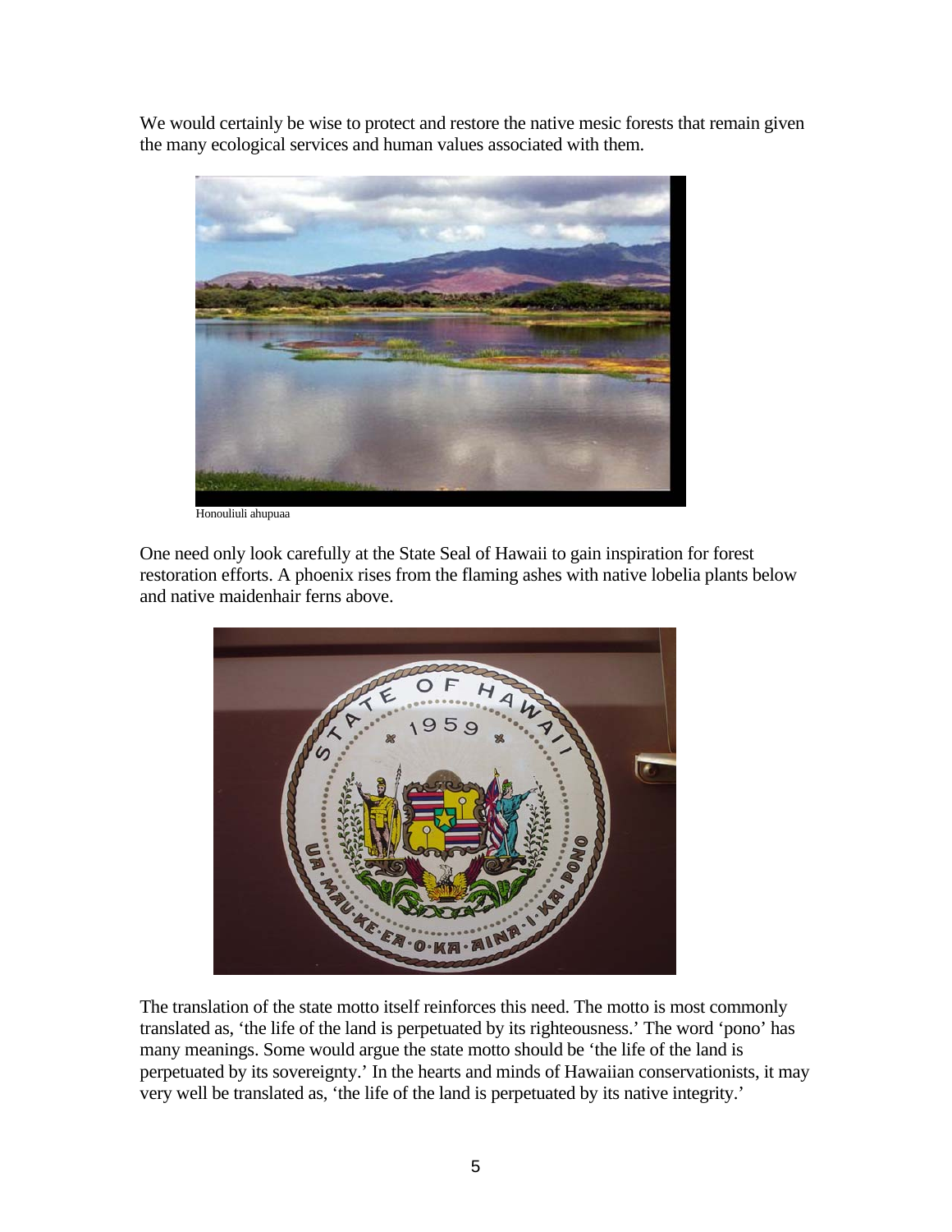We would certainly be wise to protect and restore the native mesic forests that remain given the many ecological services and human values associated with them.

Honouliuli ahupuaa

One need only look carefully at the State Seal of Hawaii to gain inspiration for forest restoration efforts. A phoenix rises from the flaming ashes with native lobelia plants below and native maidenhair ferns above.

The translation of the state motto itself reinforces this need. The motto is most commonly translated as, 'the life of the land is perpetuated by its righteousness.' The word 'pono' has many meanings. Some would argue the state motto should be 'the life of the land is perpetuated by its sovereignty.' In the hearts and minds of Hawaiian conservationists, it may very well be translated as, 'the life of the land is perpetuated by its native integrity.'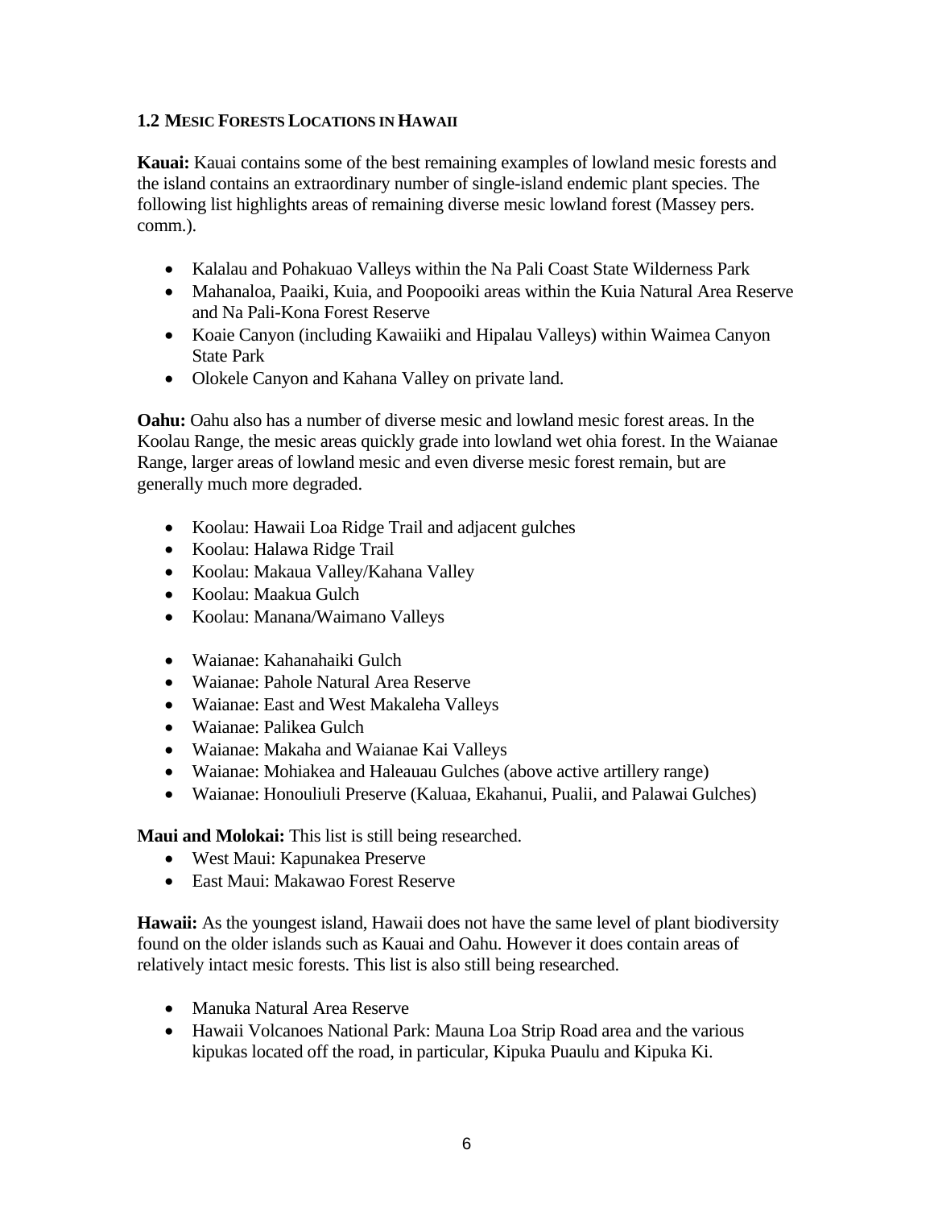## 1.2 MESIC FORESTS LOCATIONS IN HAWAII

**Kauai:** Kauai contains some of the best remaining examples of lowland mesic forests and the island contains an extraordinary number of single-island endemic plant species. The following list highlights areas of remaining diverse mesic lowland forest (Massey pers. comm.).

- Kalalau and Pohakuao Valleys within the Na Pali Coast State Wilderness Park
- Mahanaloa, Paaiki, Kuia, and Poopooiki areas within the Kuia Natural Area Reserve and Na Pali-Kona Forest Reserve
- Koaie Canyon (including Kawaiiki and Hipalau Valleys) within Waimea Canyon State Park
- Olokele Canyon and Kahana Valley on private land.

**Oahu:** Oahu also has a number of diverse mesic and lowland mesic forest areas. In the Koolau Range, the mesic areas quickly grade into lowland wet ohia forest. In the Waianae Range, larger areas of lowland mesic and even diverse mesic forest remain, but are generally much more degraded.

- Koolau: Hawaii Loa Ridge Trail and adjacent gulches
- Koolau: Halawa Ridge Trail
- Koolau: Makaua Valley/Kahana Valley
- Koolau: Maakua Gulch
- Koolau: Manana/Waimano Valleys

- Waianae: Kahanahaiki Gulch
- Waianae: Pahole Natural Area Reserve
- Waianae: East and West Makaleha Valleys
- Waianae: Palikea Gulch
- Waianae: Makaha and Waianae Kai Valleys
- Waianae: Mohiakea and Haleauau Gulches (above active artillery range)
- Waianae: Honouliuli Preserve (Kaluaa, Ekahanui, Pualii, and Palawai Gulches)

**Maui and Molokai:** This list is still being researched.

- West Maui: Kapunakea Preserve
- East Maui: Makawao Forest Reserve

**Hawaii:** As the youngest island, Hawaii does not have the same level of plant biodiversity found on the older islands such as Kauai and Oahu. However it does contain areas of relatively intact mesic forests. This list is also still being researched.

- Manuka Natural Area Reserve
- Hawaii Volcanoes National Park: Mauna Loa Strip Road area and the various kipukas located off the road, in particular, Kipuka Puaulu and Kipuka Ki.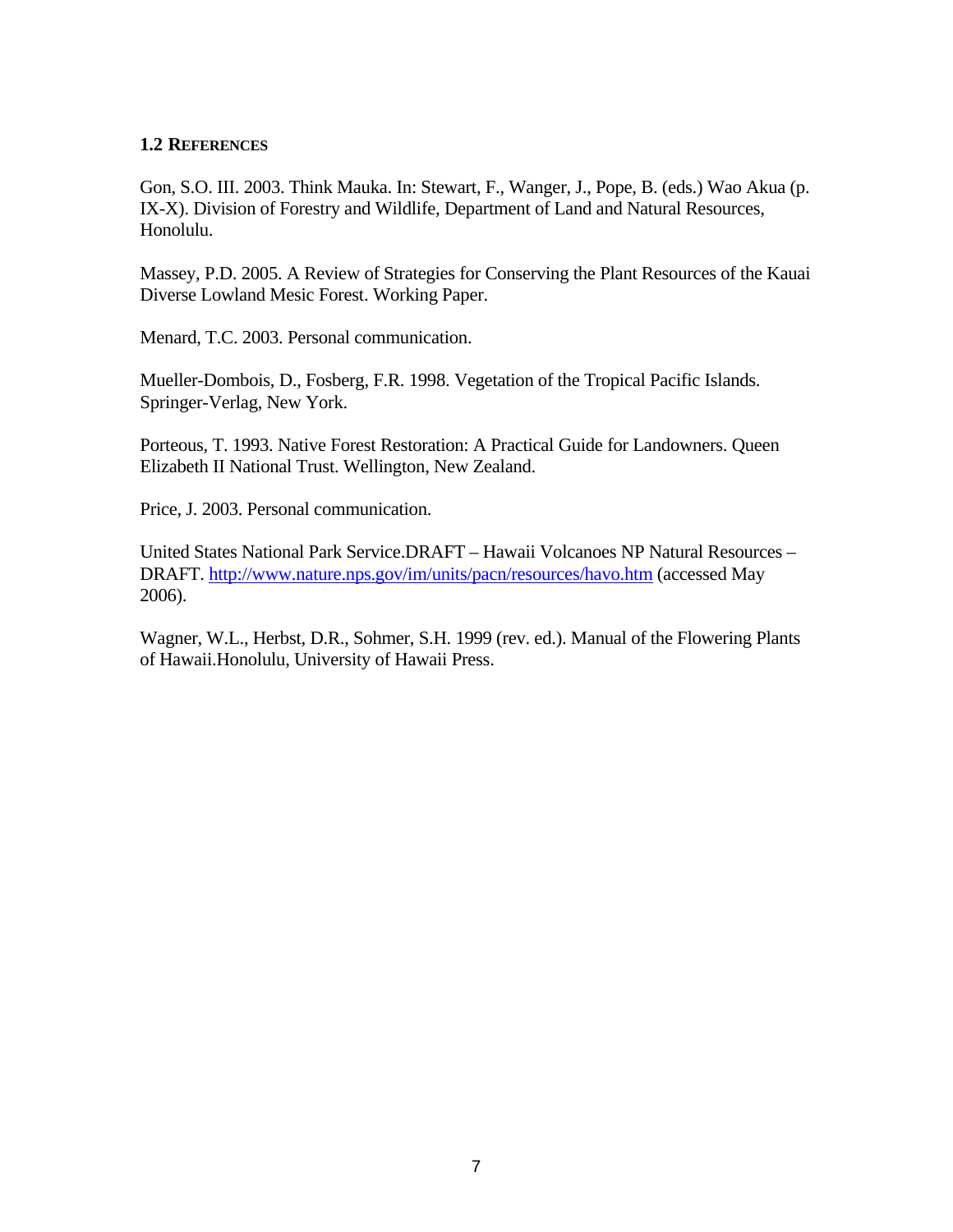### 1.2 REFERENCES

Gon, S.O. III. 2003. Think Mauka. In: Stewart, F., Wanger, J., Pope, B. (eds.) Wao Akua (p. IX-X). Division of Forestry and Wildlife, Department of Land and Natural Resources, Honolulu.

Massey, P.D. 2005. A Review of Strategies for Conserving the Plant Resources of the Kauai Diverse Lowland Mesic Forest. Working Paper.

Menard, T.C. 2003. Personal communication.

Mueller-Dombois, D., Fosberg, F.R. 1998. Vegetation of the Tropical Pacific Islands. Springer-Verlag, New York.

Porteous, T. 1993. Native Forest Restoration: A Practical Guide for Landowners. Queen Elizabeth II National Trust. Wellington, New Zealand.

Price, J. 2003. Personal communication.

United States National Park Service.DRAFT – Hawaii Volcanoes NP Natural Resources – DRAFT. http://www.nature.nps.gov/im/units/pacn/resources/havo.htm (accessed May 2006).

Wagner, W.L., Herbst, D.R., Sohmer, S.H. 1999 (rev. ed.). Manual of the Flowering Plants of Hawaii.Honolulu, University of Hawaii Press.